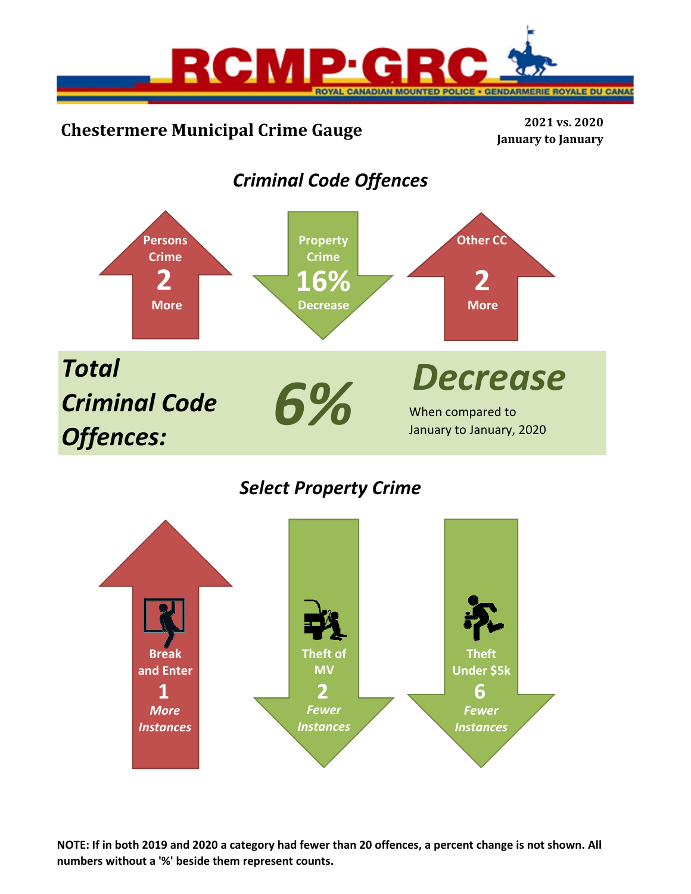RCMP·GRC

ROYAL CANADIAN MOUNTED POLICE • GENDARMERIE ROYALE DU CANADA

# Chestermere Municipal Crime Gauge

**2021 vs. 2020**
**January to January**

## *Criminal Code Offences*

**Persons Crime**
**2**
**More**

**Property Crime**
**16%**
**Decrease**

**Other CC**
**2**
**More**

***Total Criminal Code Offences:*** ***6%*** ***Decrease***

When compared to January to January, 2020

## *Select Property Crime*

**Break and Enter**
**1**
***More Instances***

**Theft of MV**
**2**
***Fewer Instances***

**Theft Under $5k**
**6**
***Fewer Instances***

**NOTE: If in both 2019 and 2020 a category had fewer than 20 offences, a percent change is not shown. All numbers without a '%' beside them represent counts.**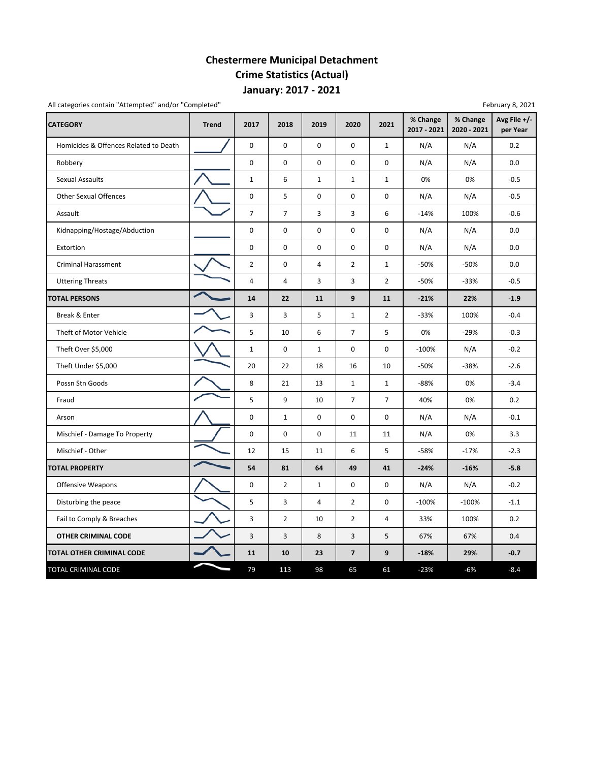# Chestermere Municipal Detachment
# Crime Statistics (Actual)
# January: 2017 - 2021

All categories contain "Attempted" and/or "Completed"

February 8, 2021

| CATEGORY | Trend | 2017 | 2018 | 2019 | 2020 | 2021 | % Change 2017 - 2021 | % Change 2020 - 2021 | Avg File +/- per Year |
|---|---|---|---|---|---|---|---|---|---|
| Homicides & Offences Related to Death | | 0 | 0 | 0 | 0 | 1 | N/A | N/A | 0.2 |
| Robbery | | 0 | 0 | 0 | 0 | 0 | N/A | N/A | 0.0 |
| Sexual Assaults | | 1 | 6 | 1 | 1 | 1 | 0% | 0% | -0.5 |
| Other Sexual Offences | | 0 | 5 | 0 | 0 | 0 | N/A | N/A | -0.5 |
| Assault | | 7 | 7 | 3 | 3 | 6 | -14% | 100% | -0.6 |
| Kidnapping/Hostage/Abduction | | 0 | 0 | 0 | 0 | 0 | N/A | N/A | 0.0 |
| Extortion | | 0 | 0 | 0 | 0 | 0 | N/A | N/A | 0.0 |
| Criminal Harassment | | 2 | 0 | 4 | 2 | 1 | -50% | -50% | 0.0 |
| Uttering Threats | | 4 | 4 | 3 | 3 | 2 | -50% | -33% | -0.5 |
| **TOTAL PERSONS** | | **14** | **22** | **11** | **9** | **11** | **-21%** | **22%** | **-1.9** |
| Break & Enter | | 3 | 3 | 5 | 1 | 2 | -33% | 100% | -0.4 |
| Theft of Motor Vehicle | | 5 | 10 | 6 | 7 | 5 | 0% | -29% | -0.3 |
| Theft Over $5,000 | | 1 | 0 | 1 | 0 | 0 | -100% | N/A | -0.2 |
| Theft Under $5,000 | | 20 | 22 | 18 | 16 | 10 | -50% | -38% | -2.6 |
| Possn Stn Goods | | 8 | 21 | 13 | 1 | 1 | -88% | 0% | -3.4 |
| Fraud | | 5 | 9 | 10 | 7 | 7 | 40% | 0% | 0.2 |
| Arson | | 0 | 1 | 0 | 0 | 0 | N/A | N/A | -0.1 |
| Mischief - Damage To Property | | 0 | 0 | 0 | 11 | 11 | N/A | 0% | 3.3 |
| Mischief - Other | | 12 | 15 | 11 | 6 | 5 | -58% | -17% | -2.3 |
| **TOTAL PROPERTY** | | **54** | **81** | **64** | **49** | **41** | **-24%** | **-16%** | **-5.8** |
| Offensive Weapons | | 0 | 2 | 1 | 0 | 0 | N/A | N/A | -0.2 |
| Disturbing the peace | | 5 | 3 | 4 | 2 | 0 | -100% | -100% | -1.1 |
| Fail to Comply & Breaches | | 3 | 2 | 10 | 2 | 4 | 33% | 100% | 0.2 |
| **OTHER CRIMINAL CODE** | | 3 | 3 | 8 | 3 | 5 | 67% | 67% | 0.4 |
| **TOTAL OTHER CRIMINAL CODE** | | **11** | **10** | **23** | **7** | **9** | **-18%** | **29%** | **-0.7** |
| TOTAL CRIMINAL CODE | | 79 | 113 | 98 | 65 | 61 | -23% | -6% | -8.4 |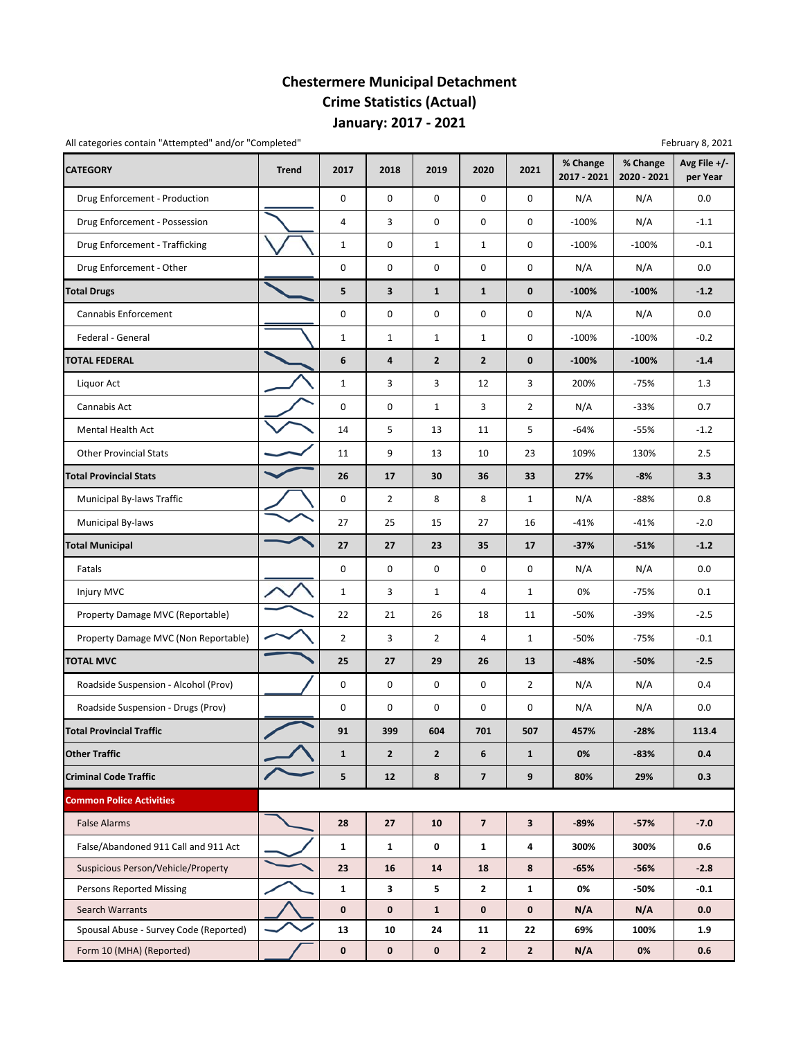# Chestermere Municipal Detachment
# Crime Statistics (Actual)
# January: 2017 - 2021

All categories contain "Attempted" and/or "Completed"

February 8, 2021

| CATEGORY | Trend | 2017 | 2018 | 2019 | 2020 | 2021 | % Change 2017 - 2021 | % Change 2020 - 2021 | Avg File +/- per Year |
|---|---|---|---|---|---|---|---|---|---|
| Drug Enforcement - Production | | 0 | 0 | 0 | 0 | 0 | N/A | N/A | 0.0 |
| Drug Enforcement - Possession | | 4 | 3 | 0 | 0 | 0 | -100% | N/A | -1.1 |
| Drug Enforcement - Trafficking | | 1 | 0 | 1 | 1 | 0 | -100% | -100% | -0.1 |
| Drug Enforcement - Other | | 0 | 0 | 0 | 0 | 0 | N/A | N/A | 0.0 |
| **Total Drugs** | | **5** | **3** | **1** | **1** | **0** | **-100%** | **-100%** | **-1.2** |
| Cannabis Enforcement | | 0 | 0 | 0 | 0 | 0 | N/A | N/A | 0.0 |
| Federal - General | | 1 | 1 | 1 | 1 | 0 | -100% | -100% | -0.2 |
| **TOTAL FEDERAL** | | **6** | **4** | **2** | **2** | **0** | **-100%** | **-100%** | **-1.4** |
| Liquor Act | | 1 | 3 | 3 | 12 | 3 | 200% | -75% | 1.3 |
| Cannabis Act | | 0 | 0 | 1 | 3 | 2 | N/A | -33% | 0.7 |
| Mental Health Act | | 14 | 5 | 13 | 11 | 5 | -64% | -55% | -1.2 |
| Other Provincial Stats | | 11 | 9 | 13 | 10 | 23 | 109% | 130% | 2.5 |
| **Total Provincial Stats** | | **26** | **17** | **30** | **36** | **33** | **27%** | **-8%** | **3.3** |
| Municipal By-laws Traffic | | 0 | 2 | 8 | 8 | 1 | N/A | -88% | 0.8 |
| Municipal By-laws | | 27 | 25 | 15 | 27 | 16 | -41% | -41% | -2.0 |
| **Total Municipal** | | **27** | **27** | **23** | **35** | **17** | **-37%** | **-51%** | **-1.2** |
| Fatals | | 0 | 0 | 0 | 0 | 0 | N/A | N/A | 0.0 |
| Injury MVC | | 1 | 3 | 1 | 4 | 1 | 0% | -75% | 0.1 |
| Property Damage MVC (Reportable) | | 22 | 21 | 26 | 18 | 11 | -50% | -39% | -2.5 |
| Property Damage MVC (Non Reportable) | | 2 | 3 | 2 | 4 | 1 | -50% | -75% | -0.1 |
| **TOTAL MVC** | | **25** | **27** | **29** | **26** | **13** | **-48%** | **-50%** | **-2.5** |
| Roadside Suspension - Alcohol (Prov) | | 0 | 0 | 0 | 0 | 2 | N/A | N/A | 0.4 |
| Roadside Suspension - Drugs (Prov) | | 0 | 0 | 0 | 0 | 0 | N/A | N/A | 0.0 |
| **Total Provincial Traffic** | | **91** | **399** | **604** | **701** | **507** | **457%** | **-28%** | **113.4** |
| **Other Traffic** | | **1** | **2** | **2** | **6** | **1** | **0%** | **-83%** | **0.4** |
| **Criminal Code Traffic** | | **5** | **12** | **8** | **7** | **9** | **80%** | **29%** | **0.3** |
| **Common Police Activities** | | | | | | | | | |
| False Alarms | | **28** | **27** | **10** | **7** | **3** | **-89%** | **-57%** | **-7.0** |
| False/Abandoned 911 Call and 911 Act | | **1** | **1** | **0** | **1** | **4** | **300%** | **300%** | **0.6** |
| Suspicious Person/Vehicle/Property | | **23** | **16** | **14** | **18** | **8** | **-65%** | **-56%** | **-2.8** |
| Persons Reported Missing | | **1** | **3** | **5** | **2** | **1** | **0%** | **-50%** | **-0.1** |
| Search Warrants | | **0** | **0** | **1** | **0** | **0** | **N/A** | **N/A** | **0.0** |
| Spousal Abuse - Survey Code (Reported) | | **13** | **10** | **24** | **11** | **22** | **69%** | **100%** | **1.9** |
| Form 10 (MHA) (Reported) | | **0** | **0** | **0** | **2** | **2** | **N/A** | **0%** | **0.6** |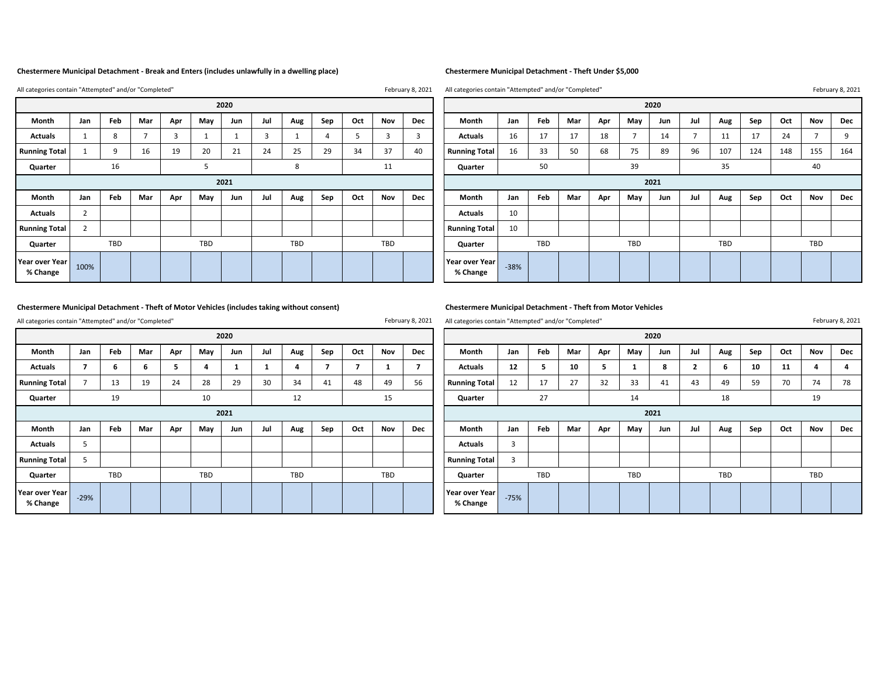**Chestermere Municipal Detachment - Break and Enters (includes unlawfully in a dwelling place)**

All categories contain "Attempted" and/or "Completed"

February 8, 2021

| 2020 | | | | | | | | | | | | |
|---|---|---|---|---|---|---|---|---|---|---|---|---|
| **Month** | **Jan** | **Feb** | **Mar** | **Apr** | **May** | **Jun** | **Jul** | **Aug** | **Sep** | **Oct** | **Nov** | **Dec** |
| **Actuals** | 1 | 8 | 7 | 3 | 1 | 1 | 3 | 1 | 4 | 5 | 3 | 3 |
| **Running Total** | 1 | 9 | 16 | 19 | 20 | 21 | 24 | 25 | 29 | 34 | 37 | 40 |
| **Quarter** | 16 | | | 5 | | | 8 | | | 11 | | |
| **2021** | | | | | | | | | | | | |
| **Month** | **Jan** | **Feb** | **Mar** | **Apr** | **May** | **Jun** | **Jul** | **Aug** | **Sep** | **Oct** | **Nov** | **Dec** |
| **Actuals** | 2 | | | | | | | | | | | |
| **Running Total** | 2 | | | | | | | | | | | |
| **Quarter** | TBD | | | TBD | | | TBD | | | TBD | | |
| **Year over Year % Change** | 100% | | | | | | | | | | | |

**Chestermere Municipal Detachment - Theft Under $5,000**

All categories contain "Attempted" and/or "Completed"

February 8, 2021

| 2020 | | | | | | | | | | | | |
|---|---|---|---|---|---|---|---|---|---|---|---|---|
| **Month** | **Jan** | **Feb** | **Mar** | **Apr** | **May** | **Jun** | **Jul** | **Aug** | **Sep** | **Oct** | **Nov** | **Dec** |
| **Actuals** | 16 | 17 | 17 | 18 | 7 | 14 | 7 | 11 | 17 | 24 | 7 | 9 |
| **Running Total** | 16 | 33 | 50 | 68 | 75 | 89 | 96 | 107 | 124 | 148 | 155 | 164 |
| **Quarter** | 50 | | | 39 | | | 35 | | | 40 | | |
| **2021** | | | | | | | | | | | | |
| **Month** | **Jan** | **Feb** | **Mar** | **Apr** | **May** | **Jun** | **Jul** | **Aug** | **Sep** | **Oct** | **Nov** | **Dec** |
| **Actuals** | 10 | | | | | | | | | | | |
| **Running Total** | 10 | | | | | | | | | | | |
| **Quarter** | TBD | | | TBD | | | TBD | | | TBD | | |
| **Year over Year % Change** | -38% | | | | | | | | | | | |

**Chestermere Municipal Detachment - Theft of Motor Vehicles (includes taking without consent)**

All categories contain "Attempted" and/or "Completed"

February 8, 2021

| 2020 | | | | | | | | | | | | |
|---|---|---|---|---|---|---|---|---|---|---|---|---|
| **Month** | **Jan** | **Feb** | **Mar** | **Apr** | **May** | **Jun** | **Jul** | **Aug** | **Sep** | **Oct** | **Nov** | **Dec** |
| **Actuals** | **7** | **6** | **6** | **5** | **4** | **1** | **1** | **4** | **7** | **7** | **1** | **7** |
| **Running Total** | 7 | 13 | 19 | 24 | 28 | 29 | 30 | 34 | 41 | 48 | 49 | 56 |
| **Quarter** | 19 | | | 10 | | | 12 | | | 15 | | |
| **2021** | | | | | | | | | | | | |
| **Month** | **Jan** | **Feb** | **Mar** | **Apr** | **May** | **Jun** | **Jul** | **Aug** | **Sep** | **Oct** | **Nov** | **Dec** |
| **Actuals** | 5 | | | | | | | | | | | |
| **Running Total** | 5 | | | | | | | | | | | |
| **Quarter** | TBD | | | TBD | | | TBD | | | TBD | | |
| **Year over Year % Change** | -29% | | | | | | | | | | | |

**Chestermere Municipal Detachment - Theft from Motor Vehicles**

All categories contain "Attempted" and/or "Completed"

February 8, 2021

| 2020 | | | | | | | | | | | | |
|---|---|---|---|---|---|---|---|---|---|---|---|---|
| **Month** | **Jan** | **Feb** | **Mar** | **Apr** | **May** | **Jun** | **Jul** | **Aug** | **Sep** | **Oct** | **Nov** | **Dec** |
| **Actuals** | **12** | **5** | **10** | **5** | **1** | **8** | **2** | **6** | **10** | **11** | **4** | **4** |
| **Running Total** | 12 | 17 | 27 | 32 | 33 | 41 | 43 | 49 | 59 | 70 | 74 | 78 |
| **Quarter** | 27 | | | 14 | | | 18 | | | 19 | | |
| **2021** | | | | | | | | | | | | |
| **Month** | **Jan** | **Feb** | **Mar** | **Apr** | **May** | **Jun** | **Jul** | **Aug** | **Sep** | **Oct** | **Nov** | **Dec** |
| **Actuals** | 3 | | | | | | | | | | | |
| **Running Total** | 3 | | | | | | | | | | | |
| **Quarter** | TBD | | | TBD | | | TBD | | | TBD | | |
| **Year over Year % Change** | -75% | | | | | | | | | | | |